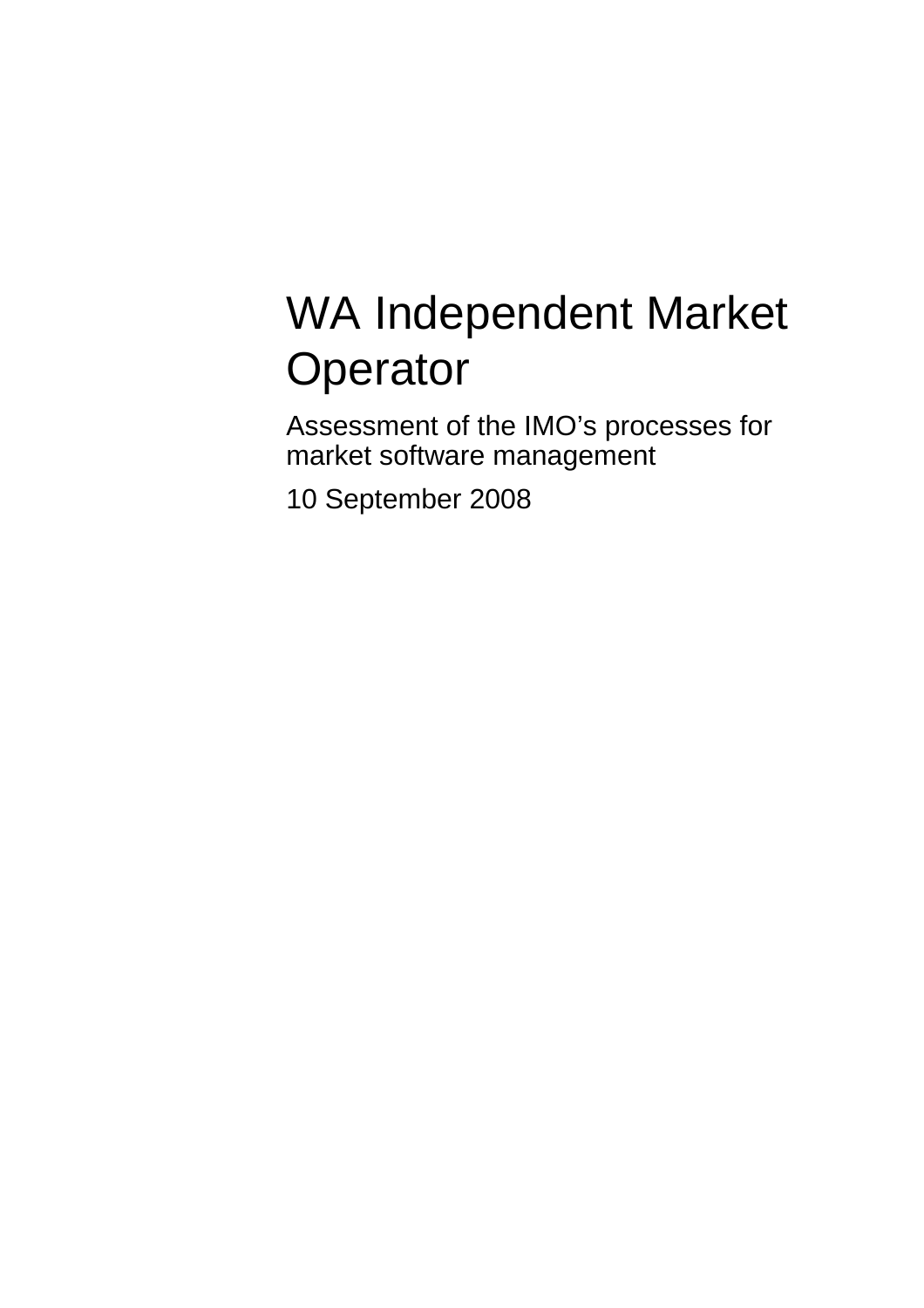# WA Independent Market Operator

Assessment of the IMO's processes for market software management

10 September 2008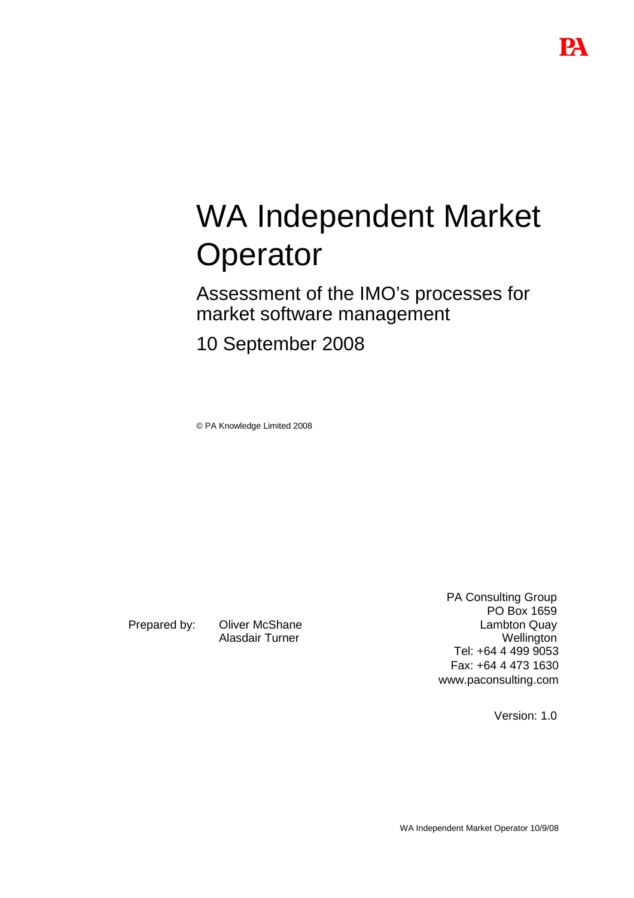# WA Independent Market Operator

## Assessment of the IMO's processes for market software management

10 September 2008

© PA Knowledge Limited 2008

Prepared by: Oliver McShane
Alasdair Turner

PA Consulting Group
PO Box 1659
Lambton Quay
Wellington
Tel: +64 4 499 9053
Fax: +64 4 473 1630
www.paconsulting.com

Version: 1.0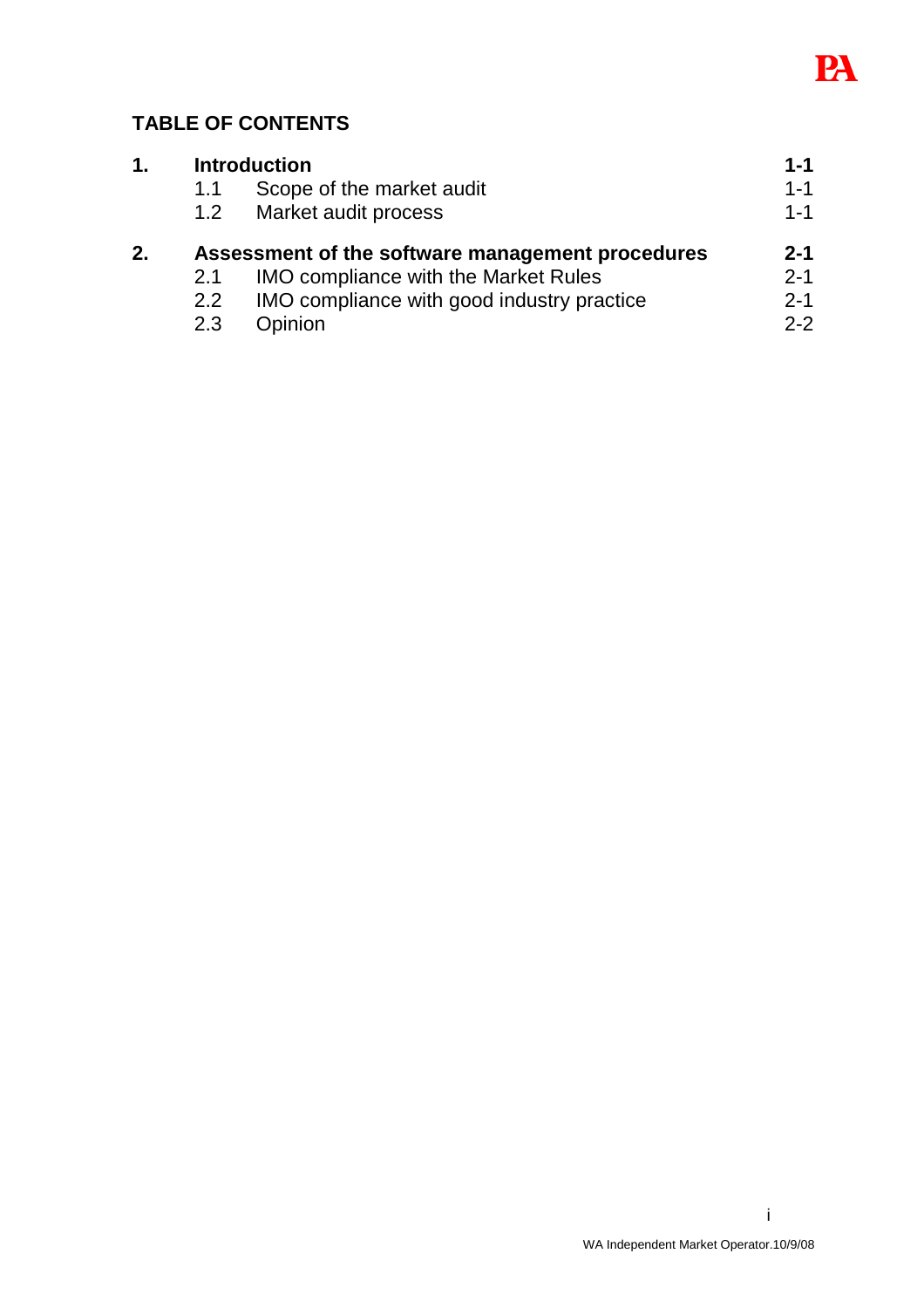## TABLE OF CONTENTS

| | | |
|---|---|---|
| **1.** | **Introduction** | **1-1** |
| 1.1 | Scope of the market audit | 1-1 |
| 1.2 | Market audit process | 1-1 |
| **2.** | **Assessment of the software management procedures** | **2-1** |
| 2.1 | IMO compliance with the Market Rules | 2-1 |
| 2.2 | IMO compliance with good industry practice | 2-1 |
| 2.3 | Opinion | 2-2 |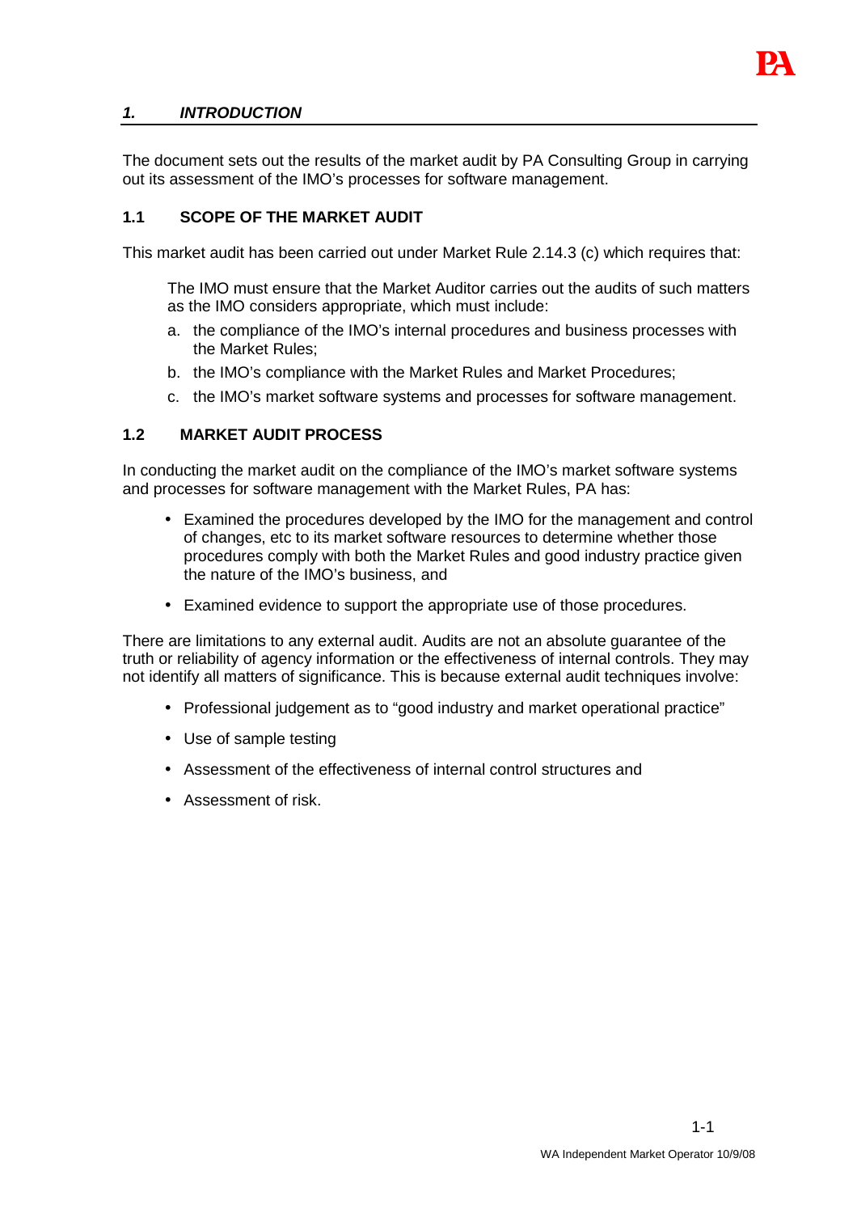# *1. INTRODUCTION*

The document sets out the results of the market audit by PA Consulting Group in carrying out its assessment of the IMO's processes for software management.

## 1.1 SCOPE OF THE MARKET AUDIT

This market audit has been carried out under Market Rule 2.14.3 (c) which requires that:

> The IMO must ensure that the Market Auditor carries out the audits of such matters as the IMO considers appropriate, which must include:
>
> a. the compliance of the IMO's internal procedures and business processes with the Market Rules;
>
> b. the IMO's compliance with the Market Rules and Market Procedures;
>
> c. the IMO's market software systems and processes for software management.

## 1.2 MARKET AUDIT PROCESS

In conducting the market audit on the compliance of the IMO's market software systems and processes for software management with the Market Rules, PA has:

- Examined the procedures developed by the IMO for the management and control of changes, etc to its market software resources to determine whether those procedures comply with both the Market Rules and good industry practice given the nature of the IMO's business, and
- Examined evidence to support the appropriate use of those procedures.

There are limitations to any external audit. Audits are not an absolute guarantee of the truth or reliability of agency information or the effectiveness of internal controls. They may not identify all matters of significance. This is because external audit techniques involve:

- Professional judgement as to "good industry and market operational practice"
- Use of sample testing
- Assessment of the effectiveness of internal control structures and
- Assessment of risk.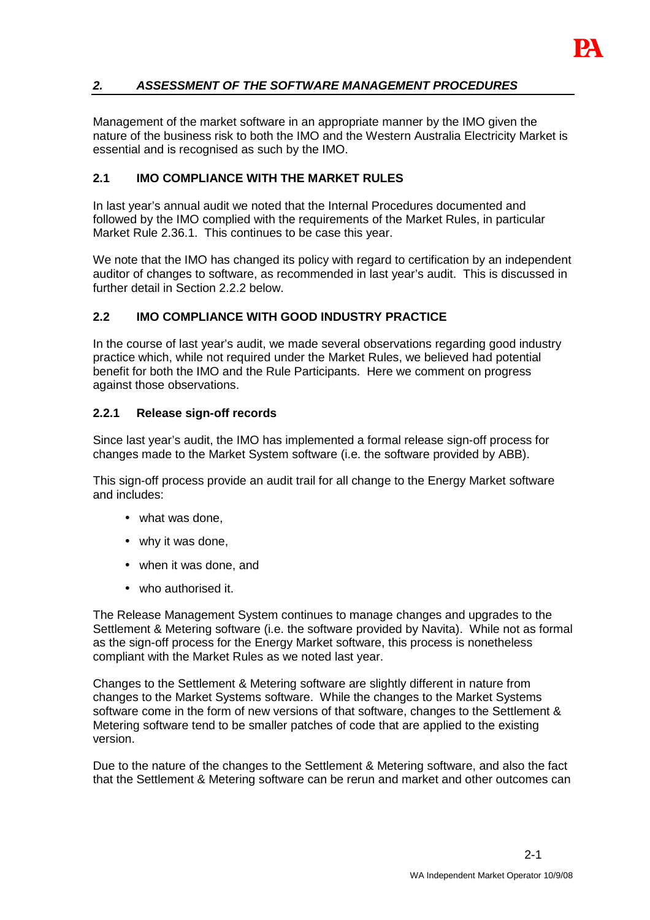## *2. ASSESSMENT OF THE SOFTWARE MANAGEMENT PROCEDURES*

Management of the market software in an appropriate manner by the IMO given the nature of the business risk to both the IMO and the Western Australia Electricity Market is essential and is recognised as such by the IMO.

### 2.1 IMO COMPLIANCE WITH THE MARKET RULES

In last year's annual audit we noted that the Internal Procedures documented and followed by the IMO complied with the requirements of the Market Rules, in particular Market Rule 2.36.1. This continues to be case this year.

We note that the IMO has changed its policy with regard to certification by an independent auditor of changes to software, as recommended in last year's audit. This is discussed in further detail in Section 2.2.2 below.

### 2.2 IMO COMPLIANCE WITH GOOD INDUSTRY PRACTICE

In the course of last year's audit, we made several observations regarding good industry practice which, while not required under the Market Rules, we believed had potential benefit for both the IMO and the Rule Participants. Here we comment on progress against those observations.

#### 2.2.1 Release sign-off records

Since last year's audit, the IMO has implemented a formal release sign-off process for changes made to the Market System software (i.e. the software provided by ABB).

This sign-off process provide an audit trail for all change to the Energy Market software and includes:

- what was done,
- why it was done,
- when it was done, and
- who authorised it.

The Release Management System continues to manage changes and upgrades to the Settlement & Metering software (i.e. the software provided by Navita). While not as formal as the sign-off process for the Energy Market software, this process is nonetheless compliant with the Market Rules as we noted last year.

Changes to the Settlement & Metering software are slightly different in nature from changes to the Market Systems software. While the changes to the Market Systems software come in the form of new versions of that software, changes to the Settlement & Metering software tend to be smaller patches of code that are applied to the existing version.

Due to the nature of the changes to the Settlement & Metering software, and also the fact that the Settlement & Metering software can be rerun and market and other outcomes can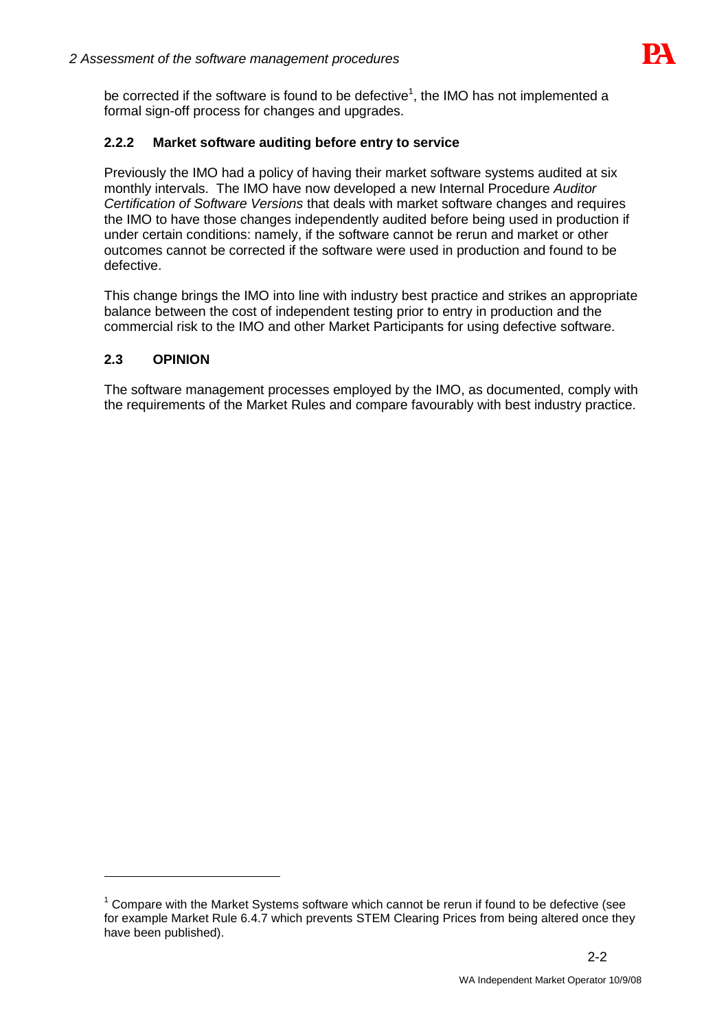be corrected if the software is found to be defective[1], the IMO has not implemented a formal sign-off process for changes and upgrades.

### 2.2.2 Market software auditing before entry to service

Previously the IMO had a policy of having their market software systems audited at six monthly intervals. The IMO have now developed a new Internal Procedure *Auditor Certification of Software Versions* that deals with market software changes and requires the IMO to have those changes independently audited before being used in production if under certain conditions: namely, if the software cannot be rerun and market or other outcomes cannot be corrected if the software were used in production and found to be defective.

This change brings the IMO into line with industry best practice and strikes an appropriate balance between the cost of independent testing prior to entry in production and the commercial risk to the IMO and other Market Participants for using defective software.

## 2.3 OPINION

The software management processes employed by the IMO, as documented, comply with the requirements of the Market Rules and compare favourably with best industry practice.

---

[1] Compare with the Market Systems software which cannot be rerun if found to be defective (see for example Market Rule 6.4.7 which prevents STEM Clearing Prices from being altered once they have been published).